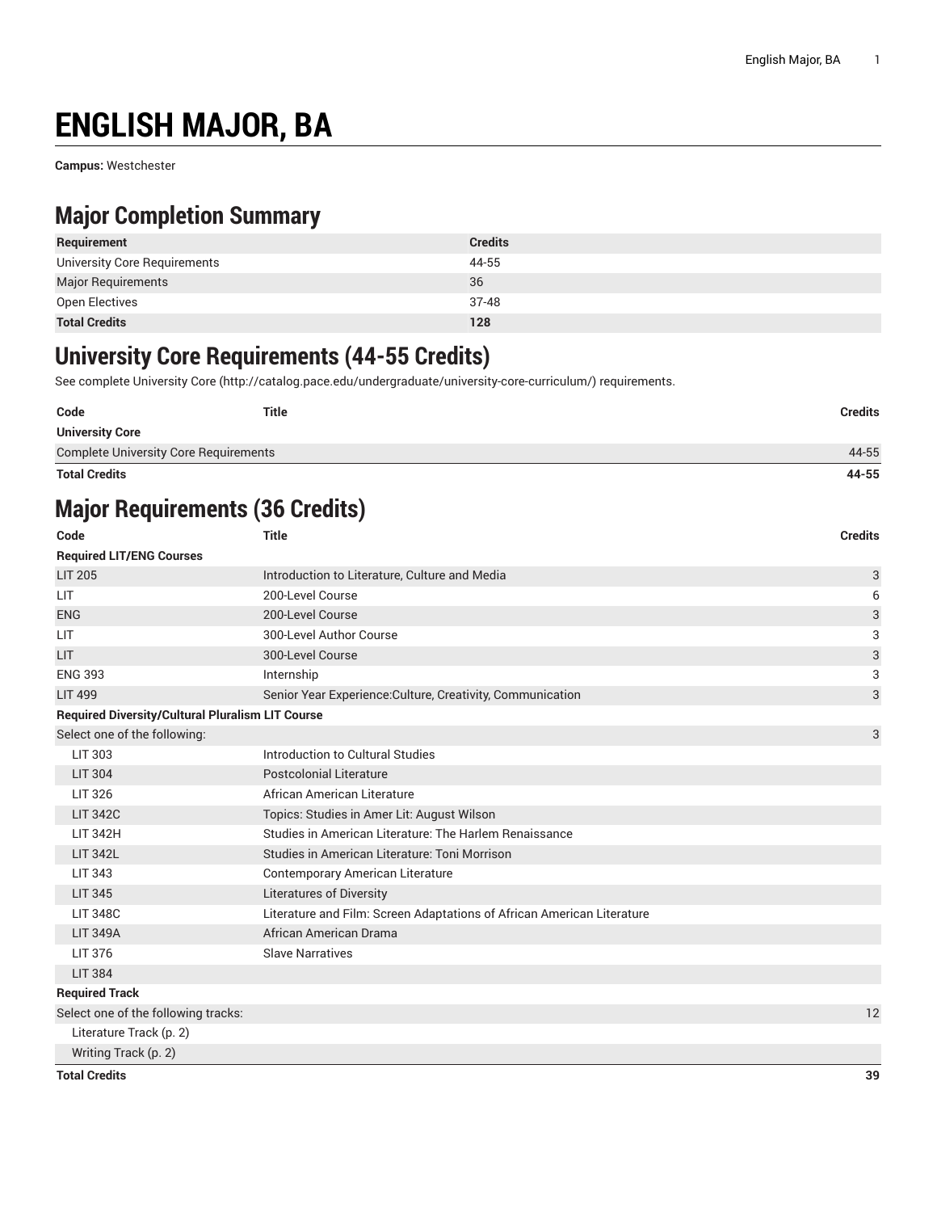# ENGLISH MAJOR, BA

**Campus:** Westchester

## Major Completion Summary

| Requirement | Credits |
|---|---|
| University Core Requirements | 44-55 |
| Major Requirements | 36 |
| Open Electives | 37-48 |
| **Total Credits** | **128** |

## University Core Requirements (44-55 Credits)

See complete University Core (http://catalog.pace.edu/undergraduate/university-core-curriculum/) requirements.

| Code | Title | Credits |
|---|---|---|
| **University Core** | | |
| Complete University Core Requirements | | 44-55 |
| **Total Credits** | | **44-55** |

## Major Requirements (36 Credits)

| Code | Title | Credits |
|---|---|---|
| **Required LIT/ENG Courses** | | |
| LIT 205 | Introduction to Literature, Culture and Media | 3 |
| LIT | 200-Level Course | 6 |
| ENG | 200-Level Course | 3 |
| LIT | 300-Level Author Course | 3 |
| LIT | 300-Level Course | 3 |
| ENG 393 | Internship | 3 |
| LIT 499 | Senior Year Experience:Culture, Creativity, Communication | 3 |
| **Required Diversity/Cultural Pluralism LIT Course** | | |
| Select one of the following: | | 3 |
| LIT 303 | Introduction to Cultural Studies | |
| LIT 304 | Postcolonial Literature | |
| LIT 326 | African American Literature | |
| LIT 342C | Topics: Studies in Amer Lit: August Wilson | |
| LIT 342H | Studies in American Literature: The Harlem Renaissance | |
| LIT 342L | Studies in American Literature: Toni Morrison | |
| LIT 343 | Contemporary American Literature | |
| LIT 345 | Literatures of Diversity | |
| LIT 348C | Literature and Film: Screen Adaptations of African American Literature | |
| LIT 349A | African American Drama | |
| LIT 376 | Slave Narratives | |
| LIT 384 | | |
| **Required Track** | | |
| Select one of the following tracks: | | 12 |
| Literature Track (p. 2) | | |
| Writing Track (p. 2) | | |
| **Total Credits** | | **39** |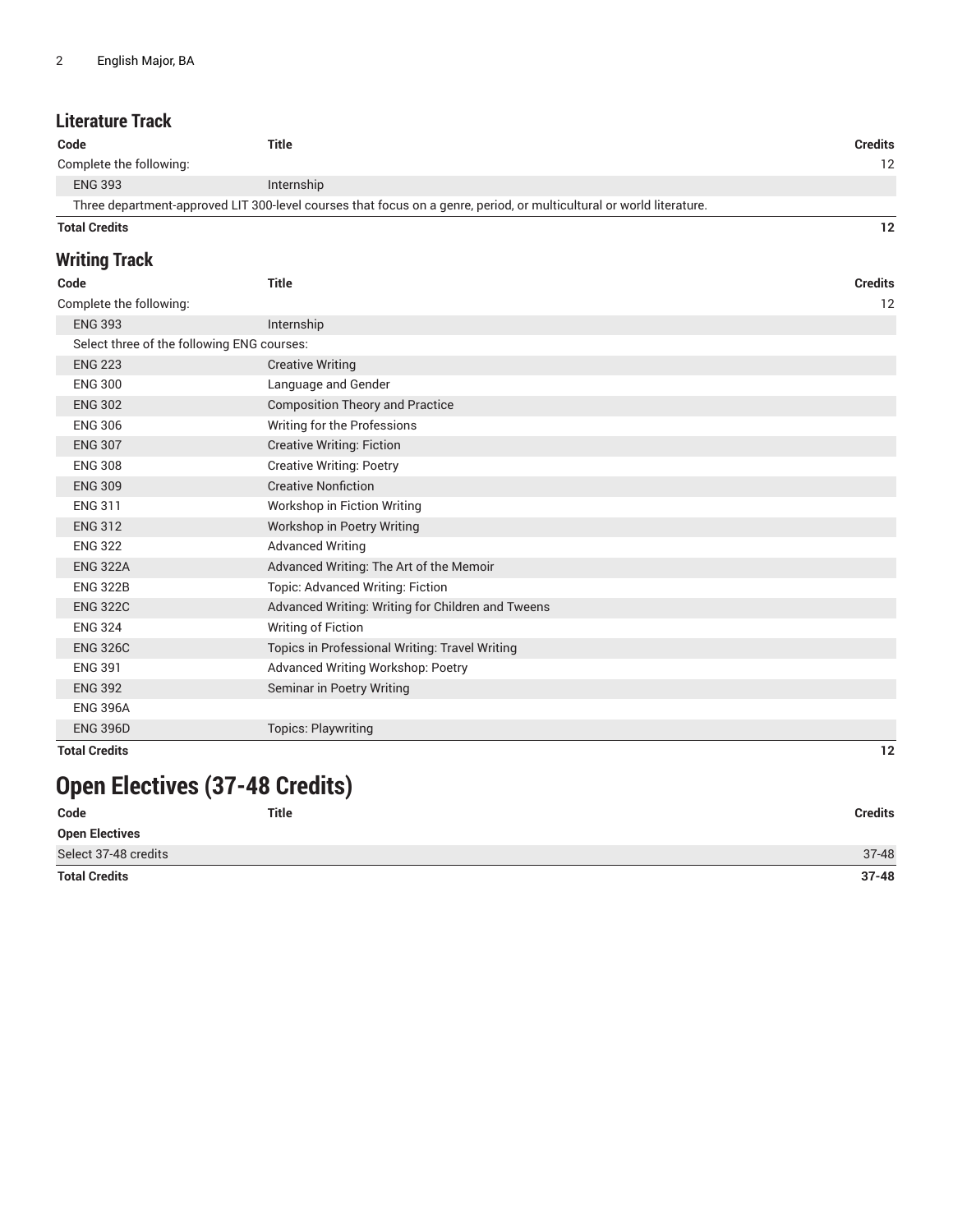## Literature Track

| Code | Title | Credits |
| --- | --- | --- |
| Complete the following: | | 12 |
| ENG 393 | Internship | |
| Three department-approved LIT 300-level courses that focus on a genre, period, or multicultural or world literature. | | |
| **Total Credits** | | **12** |

## Writing Track

| Code | Title | Credits |
| --- | --- | --- |
| Complete the following: | | 12 |
| ENG 393 | Internship | |
| Select three of the following ENG courses: | | |
| ENG 223 | Creative Writing | |
| ENG 300 | Language and Gender | |
| ENG 302 | Composition Theory and Practice | |
| ENG 306 | Writing for the Professions | |
| ENG 307 | Creative Writing: Fiction | |
| ENG 308 | Creative Writing: Poetry | |
| ENG 309 | Creative Nonfiction | |
| ENG 311 | Workshop in Fiction Writing | |
| ENG 312 | Workshop in Poetry Writing | |
| ENG 322 | Advanced Writing | |
| ENG 322A | Advanced Writing: The Art of the Memoir | |
| ENG 322B | Topic: Advanced Writing: Fiction | |
| ENG 322C | Advanced Writing: Writing for Children and Tweens | |
| ENG 324 | Writing of Fiction | |
| ENG 326C | Topics in Professional Writing: Travel Writing | |
| ENG 391 | Advanced Writing Workshop: Poetry | |
| ENG 392 | Seminar in Poetry Writing | |
| ENG 396A | | |
| ENG 396D | Topics: Playwriting | |
| **Total Credits** | | **12** |

# Open Electives (37-48 Credits)

| Code | Title | Credits |
| --- | --- | --- |
| **Open Electives** | | |
| Select 37-48 credits | | 37-48 |
| **Total Credits** | | **37-48** |